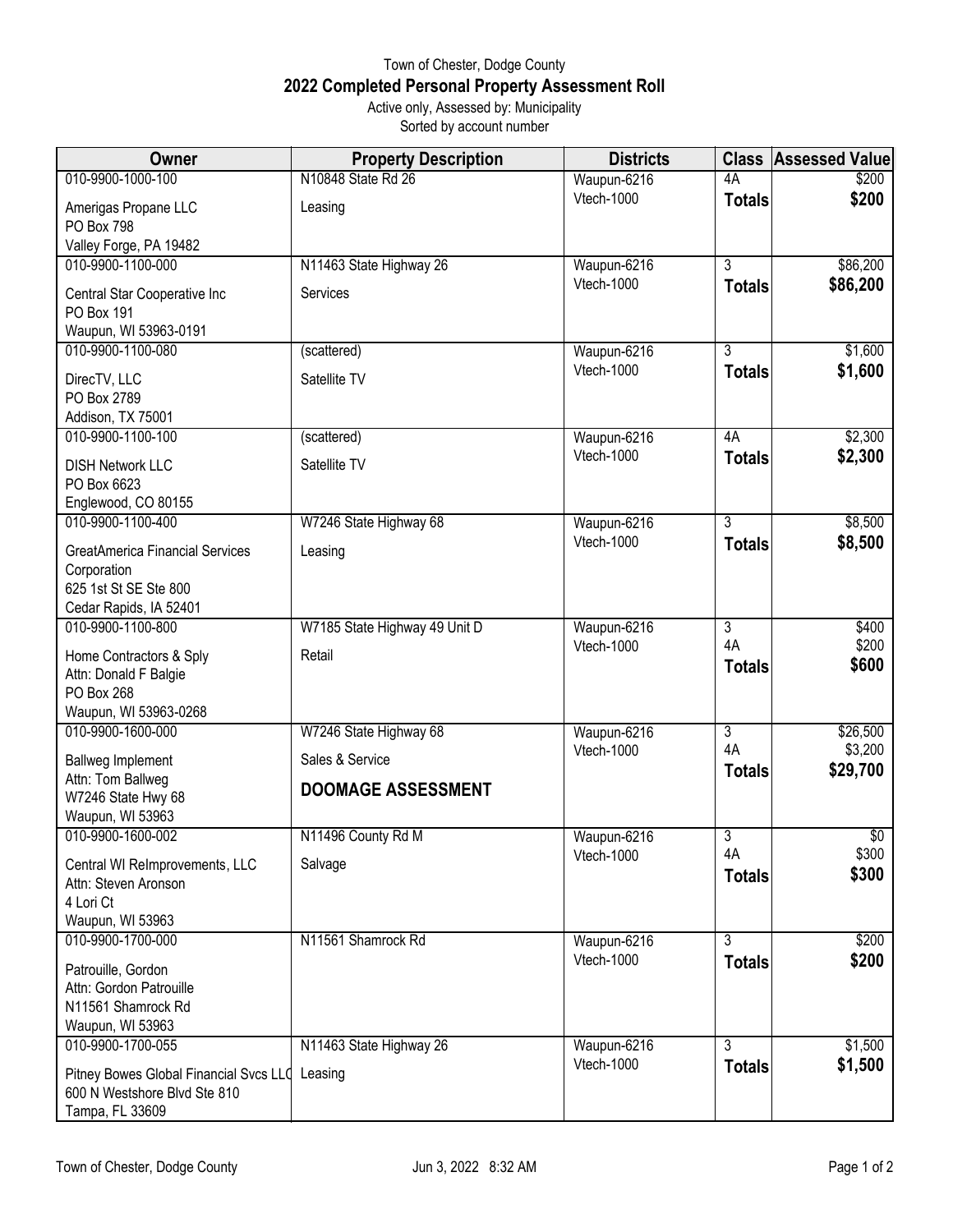Town of Chester, Dodge County

# 2022 Completed Personal Property Assessment Roll

Active only, Assessed by: Municipality

Sorted by account number

| Owner | Property Description | Districts | Class | Assessed Value |
|---|---|---|---|---|
| 010-9900-1000-100<br>Amerigas Propane LLC<br>PO Box 798<br>Valley Forge, PA 19482 | N10848 State Rd 26<br>Leasing | Waupun-6216<br>Vtech-1000 | 4A<br>**Totals** | $200<br>**$200** |
| 010-9900-1100-000<br>Central Star Cooperative Inc<br>PO Box 191<br>Waupun, WI 53963-0191 | N11463 State Highway 26<br>Services | Waupun-6216<br>Vtech-1000 | 3<br>**Totals** | $86,200<br>**$86,200** |
| 010-9900-1100-080<br>DirecTV, LLC<br>PO Box 2789<br>Addison, TX 75001 | (scattered)<br>Satellite TV | Waupun-6216<br>Vtech-1000 | 3<br>**Totals** | $1,600<br>**$1,600** |
| 010-9900-1100-100<br>DISH Network LLC<br>PO Box 6623<br>Englewood, CO 80155 | (scattered)<br>Satellite TV | Waupun-6216<br>Vtech-1000 | 4A<br>**Totals** | $2,300<br>**$2,300** |
| 010-9900-1100-400<br>GreatAmerica Financial Services Corporation<br>625 1st St SE Ste 800<br>Cedar Rapids, IA 52401 | W7246 State Highway 68<br>Leasing | Waupun-6216<br>Vtech-1000 | 3<br>**Totals** | $8,500<br>**$8,500** |
| 010-9900-1100-800<br>Home Contractors & Sply<br>Attn: Donald F Balgie<br>PO Box 268<br>Waupun, WI 53963-0268 | W7185 State Highway 49 Unit D<br>Retail | Waupun-6216<br>Vtech-1000 | 3<br>4A<br>**Totals** | $400<br>$200<br>**$600** |
| 010-9900-1600-000<br>Ballweg Implement<br>Attn: Tom Ballweg<br>W7246 State Hwy 68<br>Waupun, WI 53963 | W7246 State Highway 68<br>Sales & Service<br>**DOOMAGE ASSESSMENT** | Waupun-6216<br>Vtech-1000 | 3<br>4A<br>**Totals** | $26,500<br>$3,200<br>**$29,700** |
| 010-9900-1600-002<br>Central WI ReImprovements, LLC<br>Attn: Steven Aronson<br>4 Lori Ct<br>Waupun, WI 53963 | N11496 County Rd M<br>Salvage | Waupun-6216<br>Vtech-1000 | 3<br>4A<br>**Totals** | $0<br>$300<br>**$300** |
| 010-9900-1700-000<br>Patrouille, Gordon<br>Attn: Gordon Patrouille<br>N11561 Shamrock Rd<br>Waupun, WI 53963 | N11561 Shamrock Rd | Waupun-6216<br>Vtech-1000 | 3<br>**Totals** | $200<br>**$200** |
| 010-9900-1700-055<br>Pitney Bowes Global Financial Svcs LLC<br>600 N Westshore Blvd Ste 810<br>Tampa, FL 33609 | N11463 State Highway 26<br>Leasing | Waupun-6216<br>Vtech-1000 | 3<br>**Totals** | $1,500<br>**$1,500** |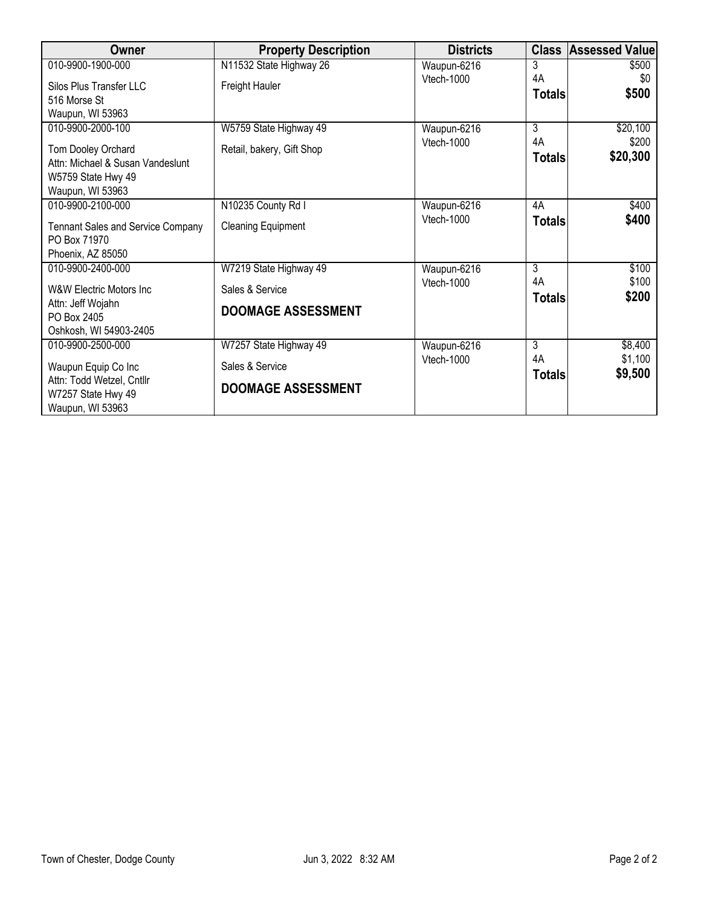| Owner | Property Description | Districts | Class | Assessed Value |
|---|---|---|---|---|
| 010-9900-1900-000<br>Silos Plus Transfer LLC<br>516 Morse St<br>Waupun, WI 53963 | N11532 State Highway 26<br>Freight Hauler | Waupun-6216<br>Vtech-1000 | 3<br>4A<br>**Totals** | $500<br>$0<br>**$500** |
| 010-9900-2000-100<br>Tom Dooley Orchard<br>Attn: Michael & Susan Vandeslunt<br>W5759 State Hwy 49<br>Waupun, WI 53963 | W5759 State Highway 49<br>Retail, bakery, Gift Shop | Waupun-6216<br>Vtech-1000 | 3<br>4A<br>**Totals** | $20,100<br>$200<br>**$20,300** |
| 010-9900-2100-000<br>Tennant Sales and Service Company<br>PO Box 71970<br>Phoenix, AZ 85050 | N10235 County Rd I<br>Cleaning Equipment | Waupun-6216<br>Vtech-1000 | 4A<br>**Totals** | $400<br>**$400** |
| 010-9900-2400-000<br>W&W Electric Motors Inc<br>Attn: Jeff Wojahn<br>PO Box 2405<br>Oshkosh, WI 54903-2405 | W7219 State Highway 49<br>Sales & Service<br>**DOOMAGE ASSESSMENT** | Waupun-6216<br>Vtech-1000 | 3<br>4A<br>**Totals** | $100<br>$100<br>**$200** |
| 010-9900-2500-000<br>Waupun Equip Co Inc<br>Attn: Todd Wetzel, Cntllr<br>W7257 State Hwy 49<br>Waupun, WI 53963 | W7257 State Highway 49<br>Sales & Service<br>**DOOMAGE ASSESSMENT** | Waupun-6216<br>Vtech-1000 | 3<br>4A<br>**Totals** | $8,400<br>$1,100<br>**$9,500** |

Town of Chester, Dodge County

Jun 3, 2022 8:32 AM